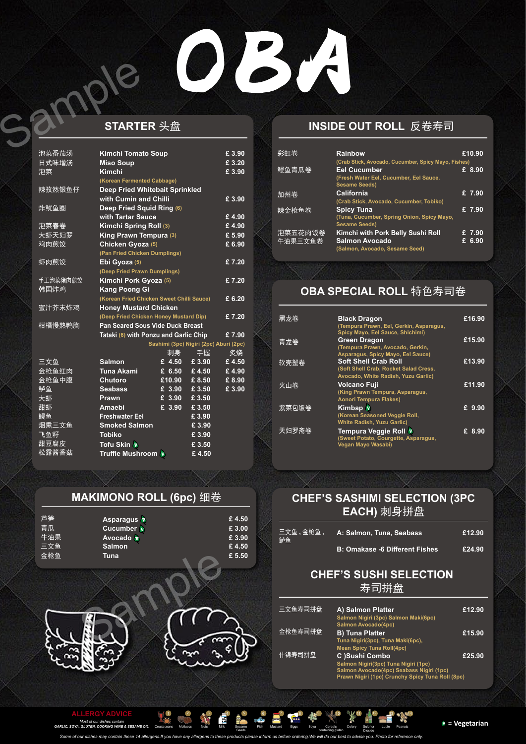# OBA

## STARTER 头盘

| | | |
|---|---|---|
| 泡菜番茄汤 | Kimchi Tomato Soup | £ 3.90 |
| 日式味增汤 | Miso Soup | £ 3.20 |
| 泡菜 | Kimchi (Korean Fermented Cabbage) | £ 3.90 |
| 辣孜然银鱼仔 | Deep Fried Whitebait Sprinkled with Cumin and Chilli | £ 3.90 |
| 炸鱿鱼圈 | Deep Fried Squid Ring (6) with Tartar Sauce | £ 4.90 |
| 泡菜春卷 | Kimchi Spring Roll (3) | £ 4.90 |
| 大虾天妇罗 | King Prawn Tempura (3) | £ 5.90 |
| 鸡肉煎饺 | Chicken Gyoza (5) (Pan Fried Chicken Dumplings) | £ 6.90 |
| 虾肉煎饺 | Ebi Gyoza (5) (Deep Fried Prawn Dumplings) | £ 7.20 |
| 手工泡菜猪肉煎饺 | Kimchi Pork Gyoza (5) | £ 7.20 |
| 韩国炸鸡 | Kang Poong Gi (Korean Fried Chicken Sweet Chilli Sauce) | £ 6.20 |
| 蜜汁芥末炸鸡 | Honey Mustard Chicken (Deep Fried Chicken Honey Mustard Dip) | £ 7.20 |
| 柑橘慢熟鸭胸 | Pan Seared Sous Vide Duck Breast Tataki (6) with Ponzu and Garlic Chip | £ 7.90 |

| | | Sashimi (3pc) 刺身 | Nigiri (2pc) 手握 | Aburi (2pc) 炙烧 |
|---|---|---|---|---|
| 三文鱼 | Salmon | £ 4.50 | £ 3.90 | £ 4.50 |
| 金枪鱼红肉 | Tuna Akami | £ 6.50 | £ 4.50 | £ 4.90 |
| 金枪鱼中腹 | Chutoro | £10.90 | £ 8.50 | £ 8.90 |
| 鲈鱼 | Seabass | £ 3.90 | £ 3.50 | £ 3.90 |
| 大虾 | Prawn | £ 3.90 | £ 3.50 | |
| 甜虾 | Amaebi | £ 3.90 | £ 3.50 | |
| 鳗鱼 | Freshwater Eel | | £ 3.90 | |
| 烟熏三文鱼 | Smoked Salmon | | £ 3.90 | |
| 飞鱼籽 | Tobiko | | £ 3.90 | |
| 甜豆腐皮 | Tofu Skin (V) | | £ 3.50 | |
| 松露酱香菇 | Truffle Mushroom (V) | | £ 4.50 | |

## INSIDE OUT ROLL 反卷寿司

| | | |
|---|---|---|
| 彩虹卷 | Rainbow (Crab Stick, Avocado, Cucumber, Spicy Mayo, Fishes) | £10.90 |
| 鳗鱼青瓜卷 | Eel Cucumber (Fresh Water Eel, Cucumber, Eel Sauce, Sesame Seeds) | £ 8.90 |
| 加州卷 | California (Crab Stick, Avocado, Cucumber, Tobiko) | £ 7.90 |
| 辣金枪鱼卷 | Spicy Tuna (Tuna, Cucumber, Spring Onion, Spicy Mayo, Sesame Seeds) | £ 7.90 |
| 泡菜五花肉饭卷 | Kimchi with Pork Belly Sushi Roll | £ 7.90 |
| 牛油果三文鱼卷 | Salmon Avocado (Salmon, Avocado, Sesame Seed) | £ 6.90 |

## OBA SPECIAL ROLL 特色寿司卷

| | | |
|---|---|---|
| 黑龙卷 | Black Dragon (Tempura Prawn, Eel, Gerkin, Asparagus, Spicy Mayo, Eel Sauce, Shichimi) | £16.90 |
| 青龙卷 | Green Dragon (Tempura Prawn, Avocado, Gerkin, Asparagus, Spicy Mayo, Eel Sauce) | £15.90 |
| 软壳蟹卷 | Soft Shell Crab Roll (Soft Shell Crab, Rocket Salad Cress, Avocado, White Radish, Yuzu Garlic) | £13.90 |
| 火山卷 | Volcano Fuji (King Prawn Tempura, Asparagus, Aonori Tempura Flakes) | £11.90 |
| 紫菜包饭卷 | Kimbap (V) (Korean Seasoned Veggie Roll, White Radish, Yuzu Garlic) | £ 9.90 |
| 天妇罗斋卷 | Tempura Veggie Roll (V) (Sweet Potato, Courgette, Asparagus, Vegan Mayo Wasabi) | £ 8.90 |

## MAKIMONO ROLL (6pc) 细卷

| | | |
|---|---|---|
| 芦笋 | Asparagus (V) | £ 4.50 |
| 青瓜 | Cucumber (V) | £ 3.00 |
| 牛油果 | Avocado (V) | £ 3.90 |
| 三文鱼 | Salmon | £ 4.50 |
| 金枪鱼 | Tuna | £ 5.50 |

## CHEF'S SASHIMI SELECTION (3PC EACH) 刺身拼盘

| | | |
|---|---|---|
| 三文鱼，金枪鱼，鲈鱼 | A: Salmon, Tuna, Seabass | £12.90 |
| | B: Omakase -6 Different Fishes | £24.90 |

## CHEF'S SUSHI SELECTION 寿司拼盘

| | | |
|---|---|---|
| 三文鱼寿司拼盘 | A) Salmon Platter — Salmon Nigiri (3pc) Salmon Maki(6pc) Salmon Avocado(4pc) | £12.90 |
| 金枪鱼寿司拼盘 | B) Tuna Platter — Tuna Nigiri(3pc), Tuna Maki(6pc), Mean Spicy Tuna Roll(4pc) | £15.90 |
| 什锦寿司拼盘 | C )Sushi Combo — Salmon Nigiri(3pc) Tuna Nigiri (1pc) Salmon Avocado(4pc) Seabass Nigiri (1pc) Prawn Nigiri (1pc) Crunchy Spicy Tuna Roll (8pc) | £25.90 |

**ALLERGY ADVICE**

Most of our dishes contain GARLIC, SOYA, GLUTEN, COOKING WINE & SESAME OIL.

1 Crustaceans, 2 Molluscs, 3 Nuts, 4 Milk, 5 Sesame Seeds, 6 Fish, 7 Mustard, 8 Eggs, 9 Soya, 10 Cereals containing gluten, 11 Celery, 12 Sulphur Dioxide, 13 Lupin, 14 Peanuts

(V) = Vegetarian

Some of our dishes may contain these 14 allergens.If you have any allergens to these products please inform us before ordering.We will do our best to advise you. Photo for reference only.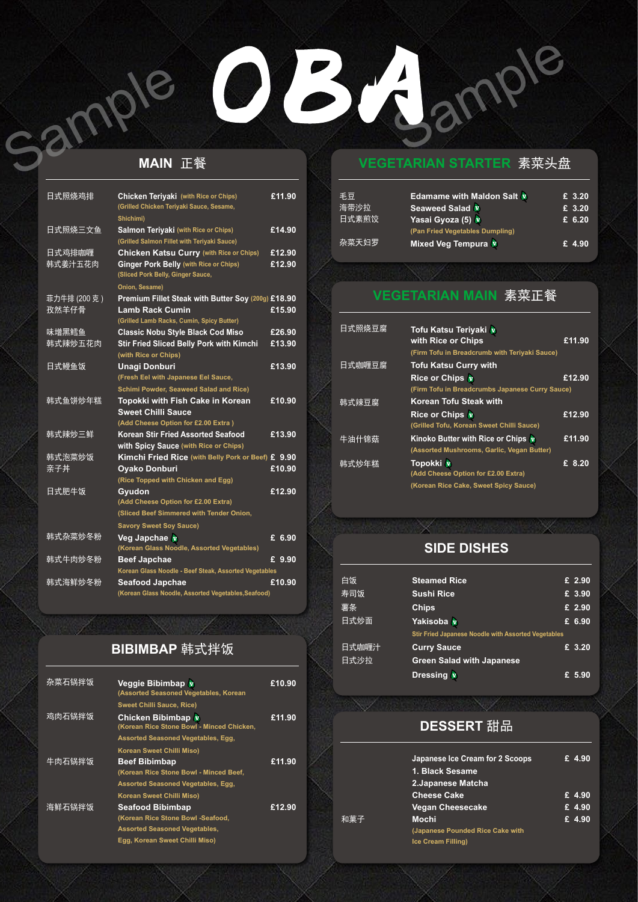# OBA

## MAIN 正餐

| | | |
|---|---|---|
| 日式照烧鸡排 | **Chicken Teriyaki** (with Rice or Chips) (Grilled Chicken Teriyaki Sauce, Sesame, Shichimi) | £11.90 |
| 日式照烧三文鱼 | **Salmon Teriyaki** (with Rice or Chips) (Grilled Salmon Fillet with Teriyaki Sauce) | £14.90 |
| 日式鸡排咖喱 | **Chicken Katsu Curry** (with Rice or Chips) | £12.90 |
| 韩式姜汁五花肉 | **Ginger Pork Belly** (with Rice or Chips) (Sliced Pork Belly, Ginger Sauce, Onion, Sesame) | £12.90 |
| 菲力牛排 (200 克 ) | **Premium Fillet Steak with Butter Soy** (200g) | £18.90 |
| 孜然羊仔骨 | **Lamb Rack Cumin** (Grilled Lamb Racks, Cumin, Spicy Butter) | £15.90 |
| 味增黑鳕鱼 | **Classic Nobu Style Black Cod Miso** | £26.90 |
| 韩式辣炒五花肉 | **Stir Fried Sliced Belly Pork with Kimchi** (with Rice or Chips) | £13.90 |
| 日式鳗鱼饭 | **Unagi Donburi** (Fresh Eel with Japanese Eel Sauce, Schimi Powder, Seaweed Salad and Rice) | £13.90 |
| 韩式鱼饼炒年糕 | **Topokki with Fish Cake in Korean Sweet Chilli Sauce** (Add Cheese Option for £2.00 Extra ) | £10.90 |
| 韩式辣炒三鲜 | **Korean Stir Fried Assorted Seafood with Spicy Sauce** (with Rice or Chips) | £13.90 |
| 韩式泡菜炒饭 | **Kimchi Fried Rice** (with Belly Pork or Beef) | £ 9.90 |
| 亲子丼 | **Oyako Donburi** (Rice Topped with Chicken and Egg) | £10.90 |
| 日式肥牛饭 | **Gyudon** (Add Cheese Option for £2.00 Extra) (Sliced Beef Simmered with Tender Onion, Savory Sweet Soy Sauce) | £12.90 |
| 韩式杂菜炒冬粉 | **Veg Japchae** (v) (Korean Glass Noodle, Assorted Vegetables) | £ 6.90 |
| 韩式牛肉炒冬粉 | **Beef Japchae** Korean Glass Noodle - Beef Steak, Assorted Vegetables | £ 9.90 |
| 韩式海鲜炒冬粉 | **Seafood Japchae** (Korean Glass Noodle, Assorted Vegetables,Seafood) | £10.90 |

## BIBIMBAP 韩式拌饭

| | | |
|---|---|---|
| 杂菜石锅拌饭 | **Veggie Bibimbap** (v) (Assorted Seasoned Vegetables, Korean Sweet Chilli Sauce, Rice) | £10.90 |
| 鸡肉石锅拌饭 | **Chicken Bibimbap** (v) (Korean Rice Stone Bowl - Minced Chicken, Assorted Seasoned Vegetables, Egg, Korean Sweet Chilli Miso) | £11.90 |
| 牛肉石锅拌饭 | **Beef Bibimbap** (Korean Rice Stone Bowl - Minced Beef, Assorted Seasoned Vegetables, Egg, Korean Sweet Chilli Miso) | £11.90 |
| 海鲜石锅拌饭 | **Seafood Bibimbap** (Korean Rice Stone Bowl -Seafood, Assorted Seasoned Vegetables, Egg, Korean Sweet Chilli Miso) | £12.90 |

## VEGETARIAN STARTER 素菜头盘

| | | |
|---|---|---|
| 毛豆 | **Edamame with Maldon Salt** (v) | £ 3.20 |
| 海带沙拉 | **Seaweed Salad** (v) | £ 3.20 |
| 日式素煎饺 | **Yasai Gyoza (5)** (v) (Pan Fried Vegetables Dumpling) | £ 6.20 |
| 杂菜天妇罗 | **Mixed Veg Tempura** (v) | £ 4.90 |

## VEGETARIAN MAIN 素菜正餐

| | | |
|---|---|---|
| 日式照烧豆腐 | **Tofu Katsu Teriyaki** (v) **with Rice or Chips** (Firm Tofu in Breadcrumb with Teriyaki Sauce) | £11.90 |
| 日式咖喱豆腐 | **Tofu Katsu Curry with Rice or Chips** (v) (Firm Tofu in Breadcrumbs Japanese Curry Sauce) | £12.90 |
| 韩式辣豆腐 | **Korean Tofu Steak with Rice or Chips** (v) (Grilled Tofu, Korean Sweet Chilli Sauce) | £12.90 |
| 牛油什锦菇 | **Kinoko Butter with Rice or Chips** (v) (Assorted Mushrooms, Garlic, Vegan Butter) | £11.90 |
| 韩式炒年糕 | **Topokki** (v) (Add Cheese Option for £2.00 Extra) (Korean Rice Cake, Sweet Spicy Sauce) | £ 8.20 |

## SIDE DISHES

| | | |
|---|---|---|
| 白饭 | **Steamed Rice** | £ 2.90 |
| 寿司饭 | **Sushi Rice** | £ 3.90 |
| 薯条 | **Chips** | £ 2.90 |
| 日式炒面 | **Yakisoba** (v) Stir Fried Japanese Noodle with Assorted Vegetables | £ 6.90 |
| 日式咖喱汁 | **Curry Sauce** | £ 3.20 |
| 日式沙拉 | **Green Salad with Japanese Dressing** (v) | £ 5.90 |

## DESSERT 甜品

| | | |
|---|---|---|
| | **Japanese Ice Cream for 2 Scoops** 1. Black Sesame 2.Japanese Matcha | £ 4.90 |
| | **Cheese Cake** | £ 4.90 |
| | **Vegan Cheesecake** | £ 4.90 |
| 和菓子 | **Mochi** (Japanese Pounded Rice Cake with Ice Cream Filling) | £ 4.90 |